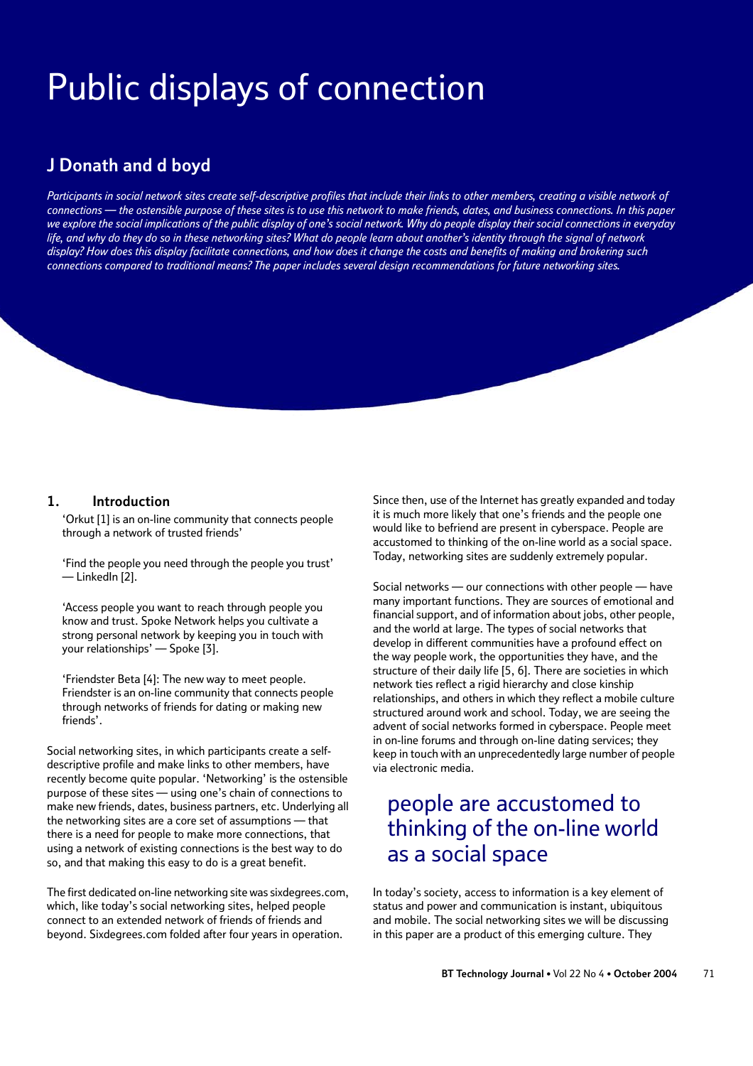# Public displays of connection

## J Donath and d boyd

*Participants in social network sites create self-descriptive profiles that include their links to other members, creating a visible network of connections — the ostensible purpose of these sites is to use this network to make friends, dates, and business connections. In this paper we explore the social implications of the public display of one's social network. Why do people display their social connections in everyday life, and why do they do so in these networking sites? What do people learn about another's identity through the signal of network display? How does this display facilitate connections, and how does it change the costs and benefits of making and brokering such connections compared to traditional means? The paper includes several design recommendations for future networking sites.*

## 1. Introduction

'Orkut [1] is an on-line community that connects people through a network of trusted friends'

'Find the people you need through the people you trust' — LinkedIn [2].

'Access people you want to reach through people you know and trust. Spoke Network helps you cultivate a strong personal network by keeping you in touch with your relationships' — Spoke [3].

'Friendster Beta [4]: The new way to meet people. Friendster is an on-line community that connects people through networks of friends for dating or making new friends'.

Social networking sites, in which participants create a self-descriptive profile and make links to other members, have recently become quite popular. 'Networking' is the ostensible purpose of these sites — using one's chain of connections to make new friends, dates, business partners, etc. Underlying all the networking sites are a core set of assumptions — that there is a need for people to make more connections, that using a network of existing connections is the best way to do so, and that making this easy to do is a great benefit.

The first dedicated on-line networking site was sixdegrees.com, which, like today's social networking sites, helped people connect to an extended network of friends of friends and beyond. Sixdegrees.com folded after four years in operation. Since then, use of the Internet has greatly expanded and today it is much more likely that one's friends and the people one would like to befriend are present in cyberspace. People are accustomed to thinking of the on-line world as a social space. Today, networking sites are suddenly extremely popular.

Social networks — our connections with other people — have many important functions. They are sources of emotional and financial support, and of information about jobs, other people, and the world at large. The types of social networks that develop in different communities have a profound effect on the way people work, the opportunities they have, and the structure of their daily life [5, 6]. There are societies in which network ties reflect a rigid hierarchy and close kinship relationships, and others in which they reflect a mobile culture structured around work and school. Today, we are seeing the advent of social networks formed in cyberspace. People meet in on-line forums and through on-line dating services; they keep in touch with an unprecedentedly large number of people via electronic media.

> people are accustomed to thinking of the on-line world as a social space

In today's society, access to information is a key element of status and power and communication is instant, ubiquitous and mobile. The social networking sites we will be discussing in this paper are a product of this emerging culture. They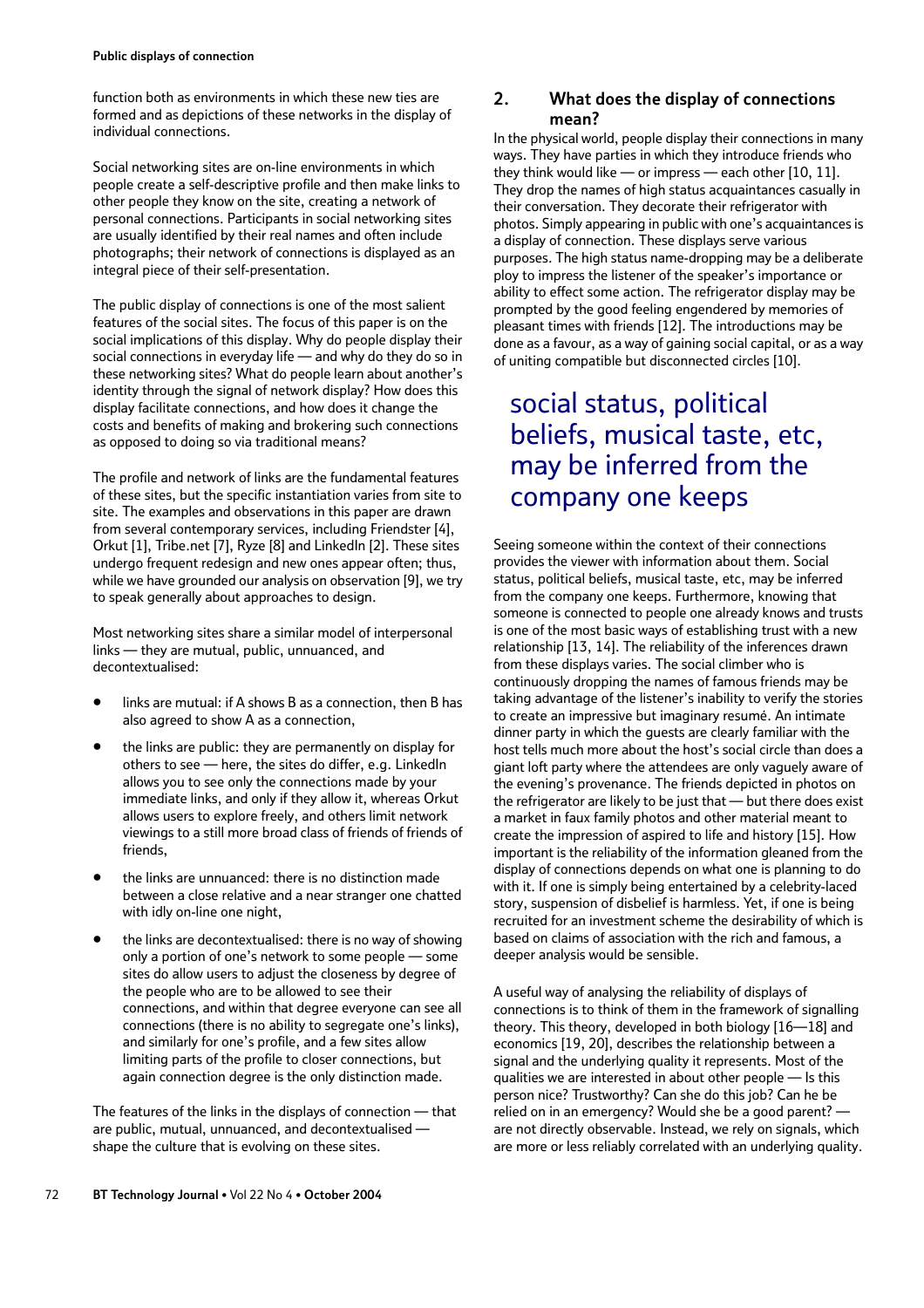function both as environments in which these new ties are formed and as depictions of these networks in the display of individual connections.

Social networking sites are on-line environments in which people create a self-descriptive profile and then make links to other people they know on the site, creating a network of personal connections. Participants in social networking sites are usually identified by their real names and often include photographs; their network of connections is displayed as an integral piece of their self-presentation.

The public display of connections is one of the most salient features of the social sites. The focus of this paper is on the social implications of this display. Why do people display their social connections in everyday life — and why do they do so in these networking sites? What do people learn about another's identity through the signal of network display? How does this display facilitate connections, and how does it change the costs and benefits of making and brokering such connections as opposed to doing so via traditional means?

The profile and network of links are the fundamental features of these sites, but the specific instantiation varies from site to site. The examples and observations in this paper are drawn from several contemporary services, including Friendster [4], Orkut [1], Tribe.net [7], Ryze [8] and LinkedIn [2]. These sites undergo frequent redesign and new ones appear often; thus, while we have grounded our analysis on observation [9], we try to speak generally about approaches to design.

Most networking sites share a similar model of interpersonal links — they are mutual, public, unnuanced, and decontextualised:

- links are mutual: if A shows B as a connection, then B has also agreed to show A as a connection,
- the links are public: they are permanently on display for others to see — here, the sites do differ, e.g. LinkedIn allows you to see only the connections made by your immediate links, and only if they allow it, whereas Orkut allows users to explore freely, and others limit network viewings to a still more broad class of friends of friends of friends,
- the links are unnuanced: there is no distinction made between a close relative and a near stranger one chatted with idly on-line one night,
- the links are decontextualised: there is no way of showing only a portion of one's network to some people — some sites do allow users to adjust the closeness by degree of the people who are to be allowed to see their connections, and within that degree everyone can see all connections (there is no ability to segregate one's links), and similarly for one's profile, and a few sites allow limiting parts of the profile to closer connections, but again connection degree is the only distinction made.

The features of the links in the displays of connection — that are public, mutual, unnuanced, and decontextualised — shape the culture that is evolving on these sites.

## 2. What does the display of connections mean?

In the physical world, people display their connections in many ways. They have parties in which they introduce friends who they think would like — or impress — each other [10, 11]. They drop the names of high status acquaintances casually in their conversation. They decorate their refrigerator with photos. Simply appearing in public with one's acquaintances is a display of connection. These displays serve various purposes. The high status name-dropping may be a deliberate ploy to impress the listener of the speaker's importance or ability to effect some action. The refrigerator display may be prompted by the good feeling engendered by memories of pleasant times with friends [12]. The introductions may be done as a favour, as a way of gaining social capital, or as a way of uniting compatible but disconnected circles [10].

> social status, political beliefs, musical taste, etc, may be inferred from the company one keeps

Seeing someone within the context of their connections provides the viewer with information about them. Social status, political beliefs, musical taste, etc, may be inferred from the company one keeps. Furthermore, knowing that someone is connected to people one already knows and trusts is one of the most basic ways of establishing trust with a new relationship [13, 14]. The reliability of the inferences drawn from these displays varies. The social climber who is continuously dropping the names of famous friends may be taking advantage of the listener's inability to verify the stories to create an impressive but imaginary resumé. An intimate dinner party in which the guests are clearly familiar with the host tells much more about the host's social circle than does a giant loft party where the attendees are only vaguely aware of the evening's provenance. The friends depicted in photos on the refrigerator are likely to be just that — but there does exist a market in faux family photos and other material meant to create the impression of aspired to life and history [15]. How important is the reliability of the information gleaned from the display of connections depends on what one is planning to do with it. If one is simply being entertained by a celebrity-laced story, suspension of disbelief is harmless. Yet, if one is being recruited for an investment scheme the desirability of which is based on claims of association with the rich and famous, a deeper analysis would be sensible.

A useful way of analysing the reliability of displays of connections is to think of them in the framework of signalling theory. This theory, developed in both biology [16—18] and economics [19, 20], describes the relationship between a signal and the underlying quality it represents. Most of the qualities we are interested in about other people — Is this person nice? Trustworthy? Can she do this job? Can he be relied on in an emergency? Would she be a good parent? — are not directly observable. Instead, we rely on signals, which are more or less reliably correlated with an underlying quality.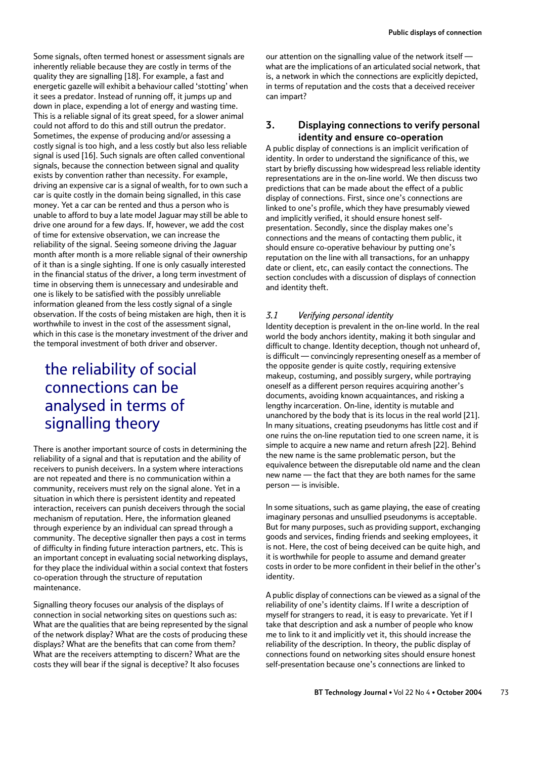Some signals, often termed honest or assessment signals are inherently reliable because they are costly in terms of the quality they are signalling [18]. For example, a fast and energetic gazelle will exhibit a behaviour called 'stotting' when it sees a predator. Instead of running off, it jumps up and down in place, expending a lot of energy and wasting time. This is a reliable signal of its great speed, for a slower animal could not afford to do this and still outrun the predator. Sometimes, the expense of producing and/or assessing a costly signal is too high, and a less costly but also less reliable signal is used [16]. Such signals are often called conventional signals, because the connection between signal and quality exists by convention rather than necessity. For example, driving an expensive car is a signal of wealth, for to own such a car is quite costly in the domain being signalled, in this case money. Yet a car can be rented and thus a person who is unable to afford to buy a late model Jaguar may still be able to drive one around for a few days. If, however, we add the cost of time for extensive observation, we can increase the reliability of the signal. Seeing someone driving the Jaguar month after month is a more reliable signal of their ownership of it than is a single sighting. If one is only casually interested in the financial status of the driver, a long term investment of time in observing them is unnecessary and undesirable and one is likely to be satisfied with the possibly unreliable information gleaned from the less costly signal of a single observation. If the costs of being mistaken are high, then it is worthwhile to invest in the cost of the assessment signal, which in this case is the monetary investment of the driver and the temporal investment of both driver and observer.

> the reliability of social connections can be analysed in terms of signalling theory

There is another important source of costs in determining the reliability of a signal and that is reputation and the ability of receivers to punish deceivers. In a system where interactions are not repeated and there is no communication within a community, receivers must rely on the signal alone. Yet in a situation in which there is persistent identity and repeated interaction, receivers can punish deceivers through the social mechanism of reputation. Here, the information gleaned through experience by an individual can spread through a community. The deceptive signaller then pays a cost in terms of difficulty in finding future interaction partners, etc. This is an important concept in evaluating social networking displays, for they place the individual within a social context that fosters co-operation through the structure of reputation maintenance.

Signalling theory focuses our analysis of the displays of connection in social networking sites on questions such as: What are the qualities that are being represented by the signal of the network display? What are the costs of producing these displays? What are the benefits that can come from them? What are the receivers attempting to discern? What are the costs they will bear if the signal is deceptive? It also focuses our attention on the signalling value of the network itself — what are the implications of an articulated social network, that is, a network in which the connections are explicitly depicted, in terms of reputation and the costs that a deceived receiver can impart?

## 3. Displaying connections to verify personal identity and ensure co-operation

A public display of connections is an implicit verification of identity. In order to understand the significance of this, we start by briefly discussing how widespread less reliable identity representations are in the on-line world. We then discuss two predictions that can be made about the effect of a public display of connections. First, since one's connections are linked to one's profile, which they have presumably viewed and implicitly verified, it should ensure honest self-presentation. Secondly, since the display makes one's connections and the means of contacting them public, it should ensure co-operative behaviour by putting one's reputation on the line with all transactions, for an unhappy date or client, etc, can easily contact the connections. The section concludes with a discussion of displays of connection and identity theft.

### *3.1 Verifying personal identity*

Identity deception is prevalent in the on-line world. In the real world the body anchors identity, making it both singular and difficult to change. Identity deception, though not unheard of, is difficult — convincingly representing oneself as a member of the opposite gender is quite costly, requiring extensive makeup, costuming, and possibly surgery, while portraying oneself as a different person requires acquiring another's documents, avoiding known acquaintances, and risking a lengthy incarceration. On-line, identity is mutable and unanchored by the body that is its locus in the real world [21]. In many situations, creating pseudonyms has little cost and if one ruins the on-line reputation tied to one screen name, it is simple to acquire a new name and return afresh [22]. Behind the new name is the same problematic person, but the equivalence between the disreputable old name and the clean new name — the fact that they are both names for the same person — is invisible.

In some situations, such as game playing, the ease of creating imaginary personas and unsullied pseudonyms is acceptable. But for many purposes, such as providing support, exchanging goods and services, finding friends and seeking employees, it is not. Here, the cost of being deceived can be quite high, and it is worthwhile for people to assume and demand greater costs in order to be more confident in their belief in the other's identity.

A public display of connections can be viewed as a signal of the reliability of one's identity claims. If I write a description of myself for strangers to read, it is easy to prevaricate. Yet if I take that description and ask a number of people who know me to link to it and implicitly vet it, this should increase the reliability of the description. In theory, the public display of connections found on networking sites should ensure honest self-presentation because one's connections are linked to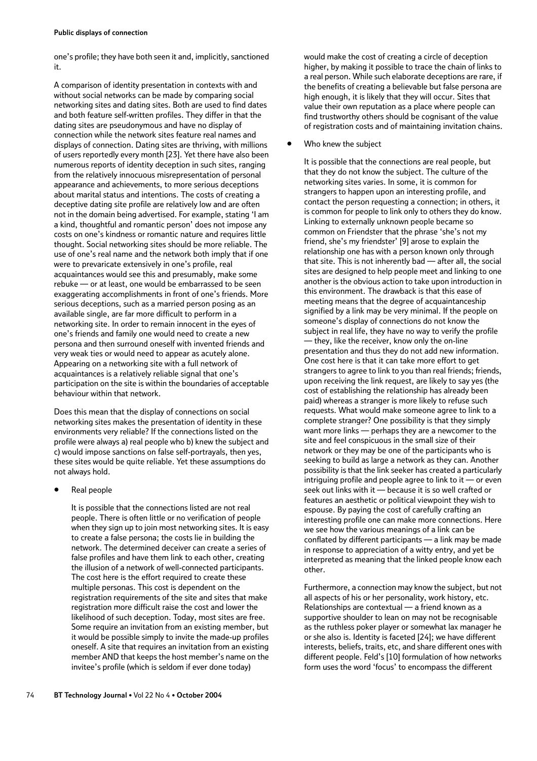one's profile; they have both seen it and, implicitly, sanctioned it.

A comparison of identity presentation in contexts with and without social networks can be made by comparing social networking sites and dating sites. Both are used to find dates and both feature self-written profiles. They differ in that the dating sites are pseudonymous and have no display of connection while the network sites feature real names and displays of connection. Dating sites are thriving, with millions of users reportedly every month [23]. Yet there have also been numerous reports of identity deception in such sites, ranging from the relatively innocuous misrepresentation of personal appearance and achievements, to more serious deceptions about marital status and intentions. The costs of creating a deceptive dating site profile are relatively low and are often not in the domain being advertised. For example, stating 'I am a kind, thoughtful and romantic person' does not impose any costs on one's kindness or romantic nature and requires little thought. Social networking sites should be more reliable. The use of one's real name and the network both imply that if one were to prevaricate extensively in one's profile, real acquaintances would see this and presumably, make some rebuke — or at least, one would be embarrassed to be seen exaggerating accomplishments in front of one's friends. More serious deceptions, such as a married person posing as an available single, are far more difficult to perform in a networking site. In order to remain innocent in the eyes of one's friends and family one would need to create a new persona and then surround oneself with invented friends and very weak ties or would need to appear as acutely alone. Appearing on a networking site with a full network of acquaintances is a relatively reliable signal that one's participation on the site is within the boundaries of acceptable behaviour within that network.

Does this mean that the display of connections on social networking sites makes the presentation of identity in these environments very reliable? If the connections listed on the profile were always a) real people who b) knew the subject and c) would impose sanctions on false self-portrayals, then yes, these sites would be quite reliable. Yet these assumptions do not always hold.

- Real people

  It is possible that the connections listed are not real people. There is often little or no verification of people when they sign up to join most networking sites. It is easy to create a false persona; the costs lie in building the network. The determined deceiver can create a series of false profiles and have them link to each other, creating the illusion of a network of well-connected participants. The cost here is the effort required to create these multiple personas. This cost is dependent on the registration requirements of the site and sites that make registration more difficult raise the cost and lower the likelihood of such deception. Today, most sites are free. Some require an invitation from an existing member, but it would be possible simply to invite the made-up profiles oneself. A site that requires an invitation from an existing member AND that keeps the host member's name on the invitee's profile (which is seldom if ever done today) would make the cost of creating a circle of deception higher, by making it possible to trace the chain of links to a real person. While such elaborate deceptions are rare, if the benefits of creating a believable but false persona are high enough, it is likely that they will occur. Sites that value their own reputation as a place where people can find trustworthy others should be cognisant of the value of registration costs and of maintaining invitation chains.

- Who knew the subject

  It is possible that the connections are real people, but that they do not know the subject. The culture of the networking sites varies. In some, it is common for strangers to happen upon an interesting profile, and contact the person requesting a connection; in others, it is common for people to link only to others they do know. Linking to externally unknown people became so common on Friendster that the phrase 'she's not my friend, she's my friendster' [9] arose to explain the relationship one has with a person known only through that site. This is not inherently bad — after all, the social sites are designed to help people meet and linking to one another is the obvious action to take upon introduction in this environment. The drawback is that this ease of meeting means that the degree of acquaintanceship signified by a link may be very minimal. If the people on someone's display of connections do not know the subject in real life, they have no way to verify the profile — they, like the receiver, know only the on-line presentation and thus they do not add new information. One cost here is that it can take more effort to get strangers to link to you than real friends; friends, upon receiving the link request, are likely to say yes (the cost of establishing the relationship has already been paid) whereas a stranger is more likely to refuse such requests. What would make someone agree to link to a complete stranger? One possibility is that they simply want more links — perhaps they are a newcomer to the site and feel conspicuous in the small size of their network or they may be one of the participants who is seeking to build as large a network as they can. Another possibility is that the link seeker has created a particularly intriguing profile and people agree to link to it — or even seek out links with it — because it is so well crafted or features an aesthetic or political viewpoint they wish to espouse. By paying the cost of carefully crafting an interesting profile one can make more connections. Here we see how the various meanings of a link can be conflated by different participants — a link may be made in response to appreciation of a witty entry, and yet be interpreted as meaning that the linked people know each other.

  Furthermore, a connection may know the subject, but not all aspects of his or her personality, work history, etc. Relationships are contextual — a friend known as a supportive shoulder to lean on may not be recognisable as the ruthless poker player or somewhat lax manager he or she also is. Identity is faceted [24]; we have different interests, beliefs, traits, etc, and share different ones with different people. Feld's [10] formulation of how networks form uses the word 'focus' to encompass the different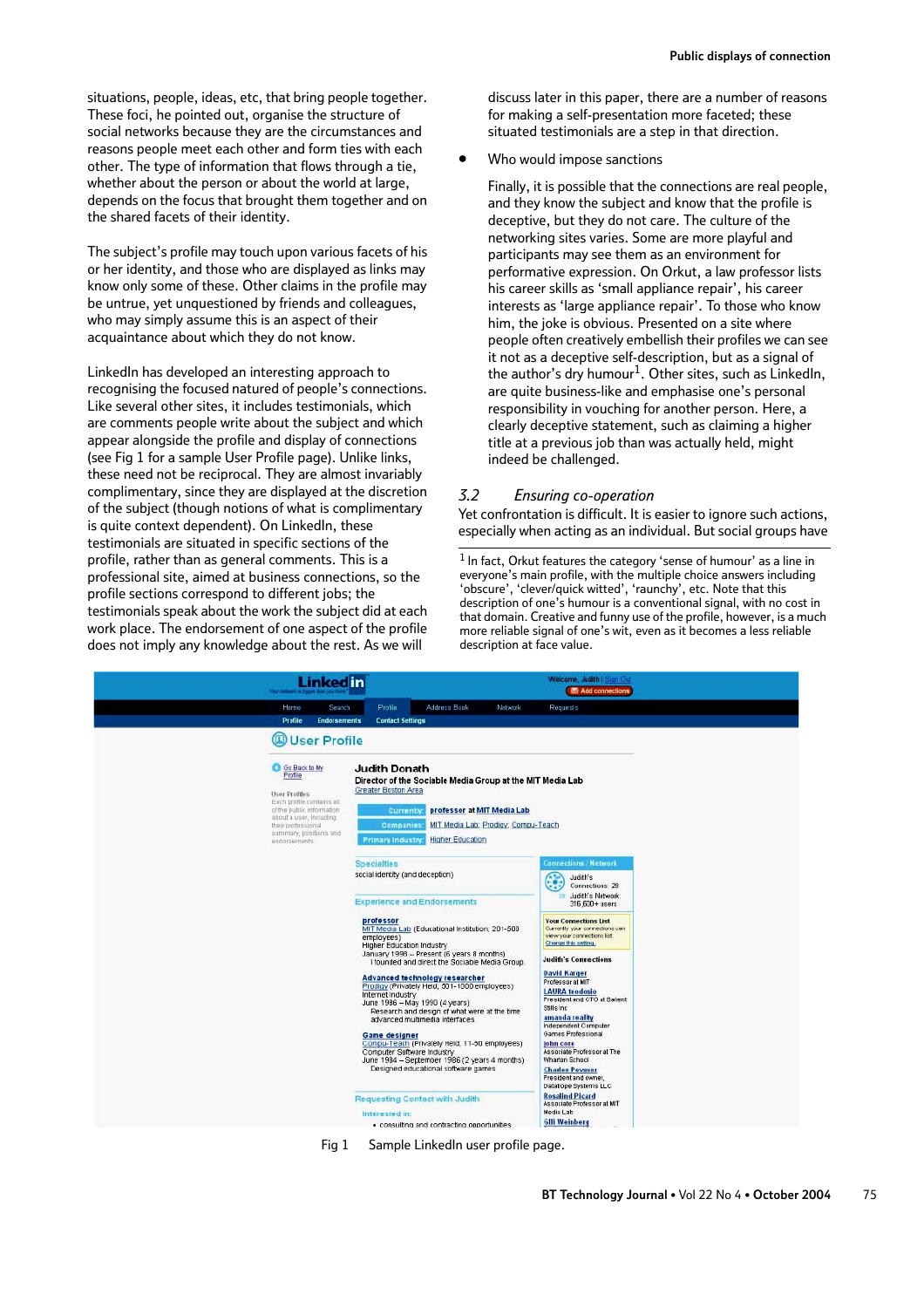situations, people, ideas, etc, that bring people together. These foci, he pointed out, organise the structure of social networks because they are the circumstances and reasons people meet each other and form ties with each other. The type of information that flows through a tie, whether about the person or about the world at large, depends on the focus that brought them together and on the shared facets of their identity.

The subject's profile may touch upon various facets of his or her identity, and those who are displayed as links may know only some of these. Other claims in the profile may be untrue, yet unquestioned by friends and colleagues, who may simply assume this is an aspect of their acquaintance about which they do not know.

LinkedIn has developed an interesting approach to recognising the focused natured of people's connections. Like several other sites, it includes testimonials, which are comments people write about the subject and which appear alongside the profile and display of connections (see Fig 1 for a sample User Profile page). Unlike links, these need not be reciprocal. They are almost invariably complimentary, since they are displayed at the discretion of the subject (though notions of what is complimentary is quite context dependent). On LinkedIn, these testimonials are situated in specific sections of the profile, rather than as general comments. This is a professional site, aimed at business connections, so the profile sections correspond to different jobs; the testimonials speak about the work the subject did at each work place. The endorsement of one aspect of the profile does not imply any knowledge about the rest. As we will discuss later in this paper, there are a number of reasons for making a self-presentation more faceted; these situated testimonials are a step in that direction.

- Who would impose sanctions

  Finally, it is possible that the connections are real people, and they know the subject and know that the profile is deceptive, but they do not care. The culture of the networking sites varies. Some are more playful and participants may see them as an environment for performative expression. On Orkut, a law professor lists his career skills as 'small appliance repair', his career interests as 'large appliance repair'. To those who know him, the joke is obvious. Presented on a site where people often creatively embellish their profiles we can see it not as a deceptive self-description, but as a signal of the author's dry humour[1]. Other sites, such as LinkedIn, are quite business-like and emphasise one's personal responsibility in vouching for another person. Here, a clearly deceptive statement, such as claiming a higher title at a previous job than was actually held, might indeed be challenged.

### 3.2 *Ensuring co-operation*

Yet confrontation is difficult. It is easier to ignore such actions, especially when acting as an individual. But social groups have

[1] In fact, Orkut features the category 'sense of humour' as a line in everyone's main profile, with the multiple choice answers including 'obscure', 'clever/quick witted', 'raunchy', etc. Note that this description of one's humour is a conventional signal, with no cost in that domain. Creative and funny use of the profile, however, is a much more reliable signal of one's wit, even as it becomes a less reliable description at face value.

Fig 1 Sample LinkedIn user profile page.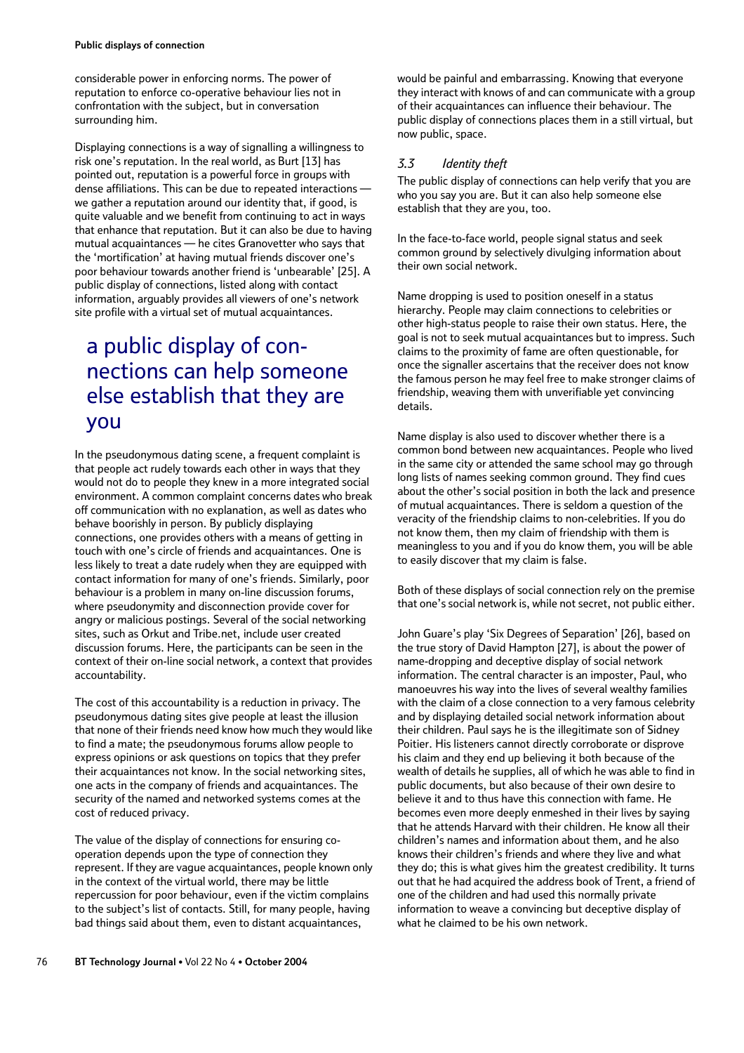considerable power in enforcing norms. The power of reputation to enforce co-operative behaviour lies not in confrontation with the subject, but in conversation surrounding him.

Displaying connections is a way of signalling a willingness to risk one's reputation. In the real world, as Burt [13] has pointed out, reputation is a powerful force in groups with dense affiliations. This can be due to repeated interactions — we gather a reputation around our identity that, if good, is quite valuable and we benefit from continuing to act in ways that enhance that reputation. But it can also be due to having mutual acquaintances — he cites Granovetter who says that the 'mortification' at having mutual friends discover one's poor behaviour towards another friend is 'unbearable' [25]. A public display of connections, listed along with contact information, arguably provides all viewers of one's network site profile with a virtual set of mutual acquaintances.

> a public display of connections can help someone else establish that they are you

In the pseudonymous dating scene, a frequent complaint is that people act rudely towards each other in ways that they would not do to people they knew in a more integrated social environment. A common complaint concerns dates who break off communication with no explanation, as well as dates who behave boorishly in person. By publicly displaying connections, one provides others with a means of getting in touch with one's circle of friends and acquaintances. One is less likely to treat a date rudely when they are equipped with contact information for many of one's friends. Similarly, poor behaviour is a problem in many on-line discussion forums, where pseudonymity and disconnection provide cover for angry or malicious postings. Several of the social networking sites, such as Orkut and Tribe.net, include user created discussion forums. Here, the participants can be seen in the context of their on-line social network, a context that provides accountability.

The cost of this accountability is a reduction in privacy. The pseudonymous dating sites give people at least the illusion that none of their friends need know how much they would like to find a mate; the pseudonymous forums allow people to express opinions or ask questions on topics that they prefer their acquaintances not know. In the social networking sites, one acts in the company of friends and acquaintances. The security of the named and networked systems comes at the cost of reduced privacy.

The value of the display of connections for ensuring co-operation depends upon the type of connection they represent. If they are vague acquaintances, people known only in the context of the virtual world, there may be little repercussion for poor behaviour, even if the victim complains to the subject's list of contacts. Still, for many people, having bad things said about them, even to distant acquaintances, would be painful and embarrassing. Knowing that everyone they interact with knows of and can communicate with a group of their acquaintances can influence their behaviour. The public display of connections places them in a still virtual, but now public, space.

### 3.3 *Identity theft*

The public display of connections can help verify that you are who you say you are. But it can also help someone else establish that they are you, too.

In the face-to-face world, people signal status and seek common ground by selectively divulging information about their own social network.

Name dropping is used to position oneself in a status hierarchy. People may claim connections to celebrities or other high-status people to raise their own status. Here, the goal is not to seek mutual acquaintances but to impress. Such claims to the proximity of fame are often questionable, for once the signaller ascertains that the receiver does not know the famous person he may feel free to make stronger claims of friendship, weaving them with unverifiable yet convincing details.

Name display is also used to discover whether there is a common bond between new acquaintances. People who lived in the same city or attended the same school may go through long lists of names seeking common ground. They find cues about the other's social position in both the lack and presence of mutual acquaintances. There is seldom a question of the veracity of the friendship claims to non-celebrities. If you do not know them, then my claim of friendship with them is meaningless to you and if you do know them, you will be able to easily discover that my claim is false.

Both of these displays of social connection rely on the premise that one's social network is, while not secret, not public either.

John Guare's play 'Six Degrees of Separation' [26], based on the true story of David Hampton [27], is about the power of name-dropping and deceptive display of social network information. The central character is an imposter, Paul, who manoeuvres his way into the lives of several wealthy families with the claim of a close connection to a very famous celebrity and by displaying detailed social network information about their children. Paul says he is the illegitimate son of Sidney Poitier. His listeners cannot directly corroborate or disprove his claim and they end up believing it both because of the wealth of details he supplies, all of which he was able to find in public documents, but also because of their own desire to believe it and to thus have this connection with fame. He becomes even more deeply enmeshed in their lives by saying that he attends Harvard with their children. He know all their children's names and information about them, and he also knows their children's friends and where they live and what they do; this is what gives him the greatest credibility. It turns out that he had acquired the address book of Trent, a friend of one of the children and had used this normally private information to weave a convincing but deceptive display of what he claimed to be his own network.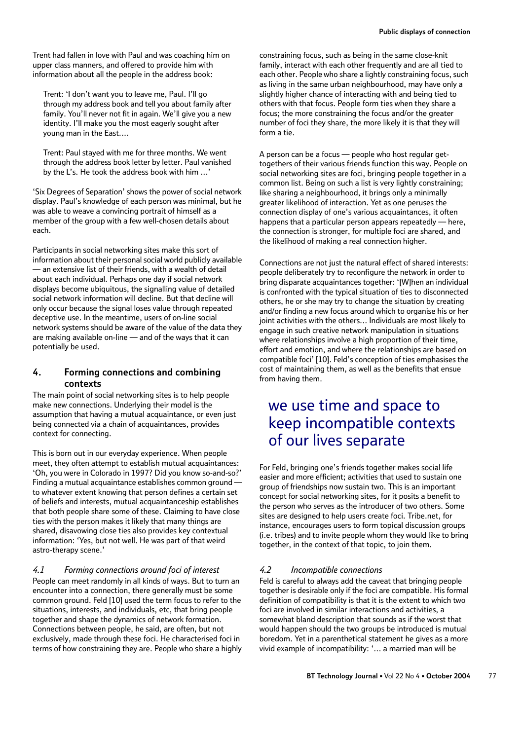Trent had fallen in love with Paul and was coaching him on upper class manners, and offered to provide him with information about all the people in the address book:

> Trent: 'I don't want you to leave me, Paul. I'll go through my address book and tell you about family after family. You'll never not fit in again. We'll give you a new identity. I'll make you the most eagerly sought after young man in the East….
>
> Trent: Paul stayed with me for three months. We went through the address book letter by letter. Paul vanished by the L's. He took the address book with him …'

'Six Degrees of Separation' shows the power of social network display. Paul's knowledge of each person was minimal, but he was able to weave a convincing portrait of himself as a member of the group with a few well-chosen details about each.

Participants in social networking sites make this sort of information about their personal social world publicly available — an extensive list of their friends, with a wealth of detail about each individual. Perhaps one day if social network displays become ubiquitous, the signalling value of detailed social network information will decline. But that decline will only occur because the signal loses value through repeated deceptive use. In the meantime, users of on-line social network systems should be aware of the value of the data they are making available on-line — and of the ways that it can potentially be used.

## 4. Forming connections and combining contexts

The main point of social networking sites is to help people make new connections. Underlying their model is the assumption that having a mutual acquaintance, or even just being connected via a chain of acquaintances, provides context for connecting.

This is born out in our everyday experience. When people meet, they often attempt to establish mutual acquaintances: 'Oh, you were in Colorado in 1997? Did you know so-and-so?' Finding a mutual acquaintance establishes common ground — to whatever extent knowing that person defines a certain set of beliefs and interests, mutual acquaintanceship establishes that both people share some of these. Claiming to have close ties with the person makes it likely that many things are shared, disavowing close ties also provides key contextual information: 'Yes, but not well. He was part of that weird astro-therapy scene.'

### *4.1 Forming connections around foci of interest*

People can meet randomly in all kinds of ways. But to turn an encounter into a connection, there generally must be some common ground. Feld [10] used the term focus to refer to the situations, interests, and individuals, etc, that bring people together and shape the dynamics of network formation. Connections between people, he said, are often, but not exclusively, made through these foci. He characterised foci in terms of how constraining they are. People who share a highly constraining focus, such as being in the same close-knit family, interact with each other frequently and are all tied to each other. People who share a lightly constraining focus, such as living in the same urban neighbourhood, may have only a slightly higher chance of interacting with and being tied to others with that focus. People form ties when they share a focus; the more constraining the focus and/or the greater number of foci they share, the more likely it is that they will form a tie.

A person can be a focus — people who host regular get-togethers of their various friends function this way. People on social networking sites are foci, bringing people together in a common list. Being on such a list is very lightly constraining; like sharing a neighbourhood, it brings only a minimally greater likelihood of interaction. Yet as one peruses the connection display of one's various acquaintances, it often happens that a particular person appears repeatedly — here, the connection is stronger, for multiple foci are shared, and the likelihood of making a real connection higher.

Connections are not just the natural effect of shared interests: people deliberately try to reconfigure the network in order to bring disparate acquaintances together: '[W]hen an individual is confronted with the typical situation of ties to disconnected others, he or she may try to change the situation by creating and/or finding a new focus around which to organise his or her joint activities with the others… Individuals are most likely to engage in such creative network manipulation in situations where relationships involve a high proportion of their time, effort and emotion, and where the relationships are based on compatible foci' [10]. Feld's conception of ties emphasises the cost of maintaining them, as well as the benefits that ensue from having them.

> we use time and space to keep incompatible contexts of our lives separate

For Feld, bringing one's friends together makes social life easier and more efficient; activities that used to sustain one group of friendships now sustain two. This is an important concept for social networking sites, for it posits a benefit to the person who serves as the introducer of two others. Some sites are designed to help users create foci. Tribe.net, for instance, encourages users to form topical discussion groups (i.e. tribes) and to invite people whom they would like to bring together, in the context of that topic, to join them.

### *4.2 Incompatible connections*

Feld is careful to always add the caveat that bringing people together is desirable only if the foci are compatible. His formal definition of compatibility is that it is the extent to which two foci are involved in similar interactions and activities, a somewhat bland description that sounds as if the worst that would happen should the two groups be introduced is mutual boredom. Yet in a parenthetical statement he gives as a more vivid example of incompatibility: '… a married man will be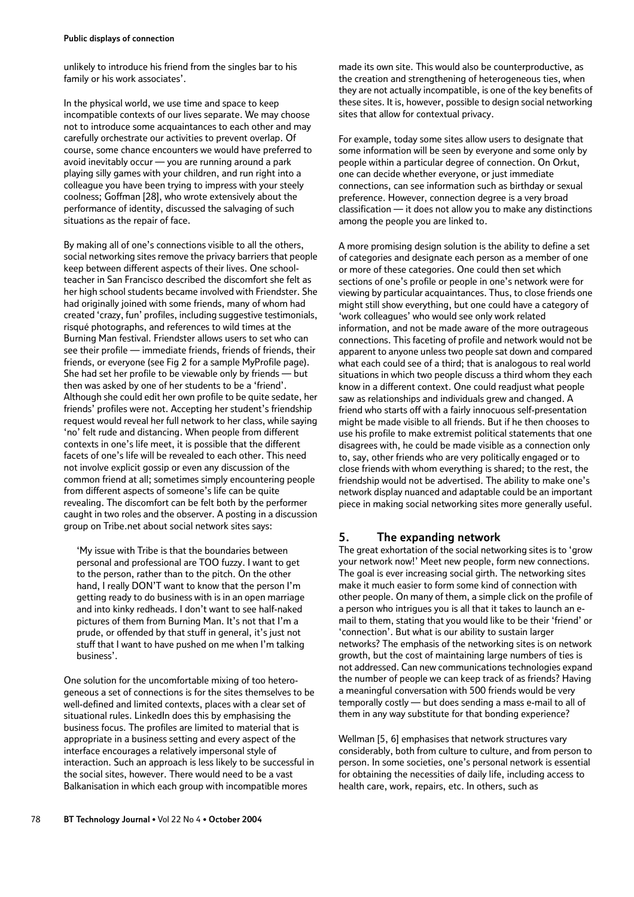unlikely to introduce his friend from the singles bar to his family or his work associates'.

In the physical world, we use time and space to keep incompatible contexts of our lives separate. We may choose not to introduce some acquaintances to each other and may carefully orchestrate our activities to prevent overlap. Of course, some chance encounters we would have preferred to avoid inevitably occur — you are running around a park playing silly games with your children, and run right into a colleague you have been trying to impress with your steely coolness; Goffman [28], who wrote extensively about the performance of identity, discussed the salvaging of such situations as the repair of face.

By making all of one's connections visible to all the others, social networking sites remove the privacy barriers that people keep between different aspects of their lives. One schoolteacher in San Francisco described the discomfort she felt as her high school students became involved with Friendster. She had originally joined with some friends, many of whom had created 'crazy, fun' profiles, including suggestive testimonials, risqué photographs, and references to wild times at the Burning Man festival. Friendster allows users to set who can see their profile — immediate friends, friends of friends, their friends, or everyone (see Fig 2 for a sample MyProfile page). She had set her profile to be viewable only by friends — but then was asked by one of her students to be a 'friend'. Although she could edit her own profile to be quite sedate, her friends' profiles were not. Accepting her student's friendship request would reveal her full network to her class, while saying 'no' felt rude and distancing. When people from different contexts in one's life meet, it is possible that the different facets of one's life will be revealed to each other. This need not involve explicit gossip or even any discussion of the common friend at all; sometimes simply encountering people from different aspects of someone's life can be quite revealing. The discomfort can be felt both by the performer caught in two roles and the observer. A posting in a discussion group on Tribe.net about social network sites says:

> 'My issue with Tribe is that the boundaries between personal and professional are TOO fuzzy. I want to get to the person, rather than to the pitch. On the other hand, I really DON'T want to know that the person I'm getting ready to do business with is in an open marriage and into kinky redheads. I don't want to see half-naked pictures of them from Burning Man. It's not that I'm a prude, or offended by that stuff in general, it's just not stuff that I want to have pushed on me when I'm talking business'.

One solution for the uncomfortable mixing of too heterogeneous a set of connections is for the sites themselves to be well-defined and limited contexts, places with a clear set of situational rules. LinkedIn does this by emphasising the business focus. The profiles are limited to material that is appropriate in a business setting and every aspect of the interface encourages a relatively impersonal style of interaction. Such an approach is less likely to be successful in the social sites, however. There would need to be a vast Balkanisation in which each group with incompatible mores made its own site. This would also be counterproductive, as the creation and strengthening of heterogeneous ties, when they are not actually incompatible, is one of the key benefits of these sites. It is, however, possible to design social networking sites that allow for contextual privacy.

For example, today some sites allow users to designate that some information will be seen by everyone and some only by people within a particular degree of connection. On Orkut, one can decide whether everyone, or just immediate connections, can see information such as birthday or sexual preference. However, connection degree is a very broad classification — it does not allow you to make any distinctions among the people you are linked to.

A more promising design solution is the ability to define a set of categories and designate each person as a member of one or more of these categories. One could then set which sections of one's profile or people in one's network were for viewing by particular acquaintances. Thus, to close friends one might still show everything, but one could have a category of 'work colleagues' who would see only work related information, and not be made aware of the more outrageous connections. This faceting of profile and network would not be apparent to anyone unless two people sat down and compared what each could see of a third; that is analogous to real world situations in which two people discuss a third whom they each know in a different context. One could readjust what people saw as relationships and individuals grew and changed. A friend who starts off with a fairly innocuous self-presentation might be made visible to all friends. But if he then chooses to use his profile to make extremist political statements that one disagrees with, he could be made visible as a connection only to, say, other friends who are very politically engaged or to close friends with whom everything is shared; to the rest, the friendship would not be advertised. The ability to make one's network display nuanced and adaptable could be an important piece in making social networking sites more generally useful.

## 5. The expanding network

The great exhortation of the social networking sites is to 'grow your network now!' Meet new people, form new connections. The goal is ever increasing social girth. The networking sites make it much easier to form some kind of connection with other people. On many of them, a simple click on the profile of a person who intrigues you is all that it takes to launch an e-mail to them, stating that you would like to be their 'friend' or 'connection'. But what is our ability to sustain larger networks? The emphasis of the networking sites is on network growth, but the cost of maintaining large numbers of ties is not addressed. Can new communications technologies expand the number of people we can keep track of as friends? Having a meaningful conversation with 500 friends would be very temporally costly — but does sending a mass e-mail to all of them in any way substitute for that bonding experience?

Wellman [5, 6] emphasises that network structures vary considerably, both from culture to culture, and from person to person. In some societies, one's personal network is essential for obtaining the necessities of daily life, including access to health care, work, repairs, etc. In others, such as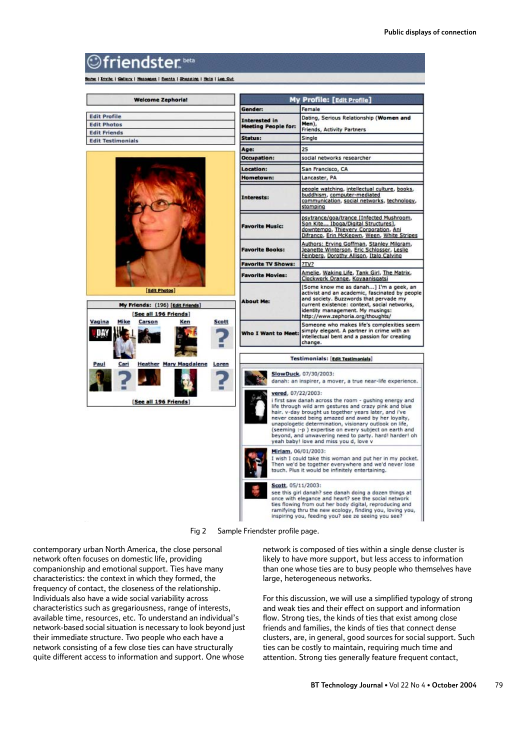Fig 2 Sample Friendster profile page.

contemporary urban North America, the close personal network often focuses on domestic life, providing companionship and emotional support. Ties have many characteristics: the context in which they formed, the frequency of contact, the closeness of the relationship. Individuals also have a wide social variability across characteristics such as gregariousness, range of interests, available time, resources, etc. To understand an individual's network-based social situation is necessary to look beyond just their immediate structure. Two people who each have a network consisting of a few close ties can have structurally quite different access to information and support. One whose network is composed of ties within a single dense cluster is likely to have more support, but less access to information than one whose ties are to busy people who themselves have large, heterogeneous networks.

For this discussion, we will use a simplified typology of strong and weak ties and their effect on support and information flow. Strong ties, the kinds of ties that exist among close friends and families, the kinds of ties that connect dense clusters, are, in general, good sources for social support. Such ties can be costly to maintain, requiring much time and attention. Strong ties generally feature frequent contact,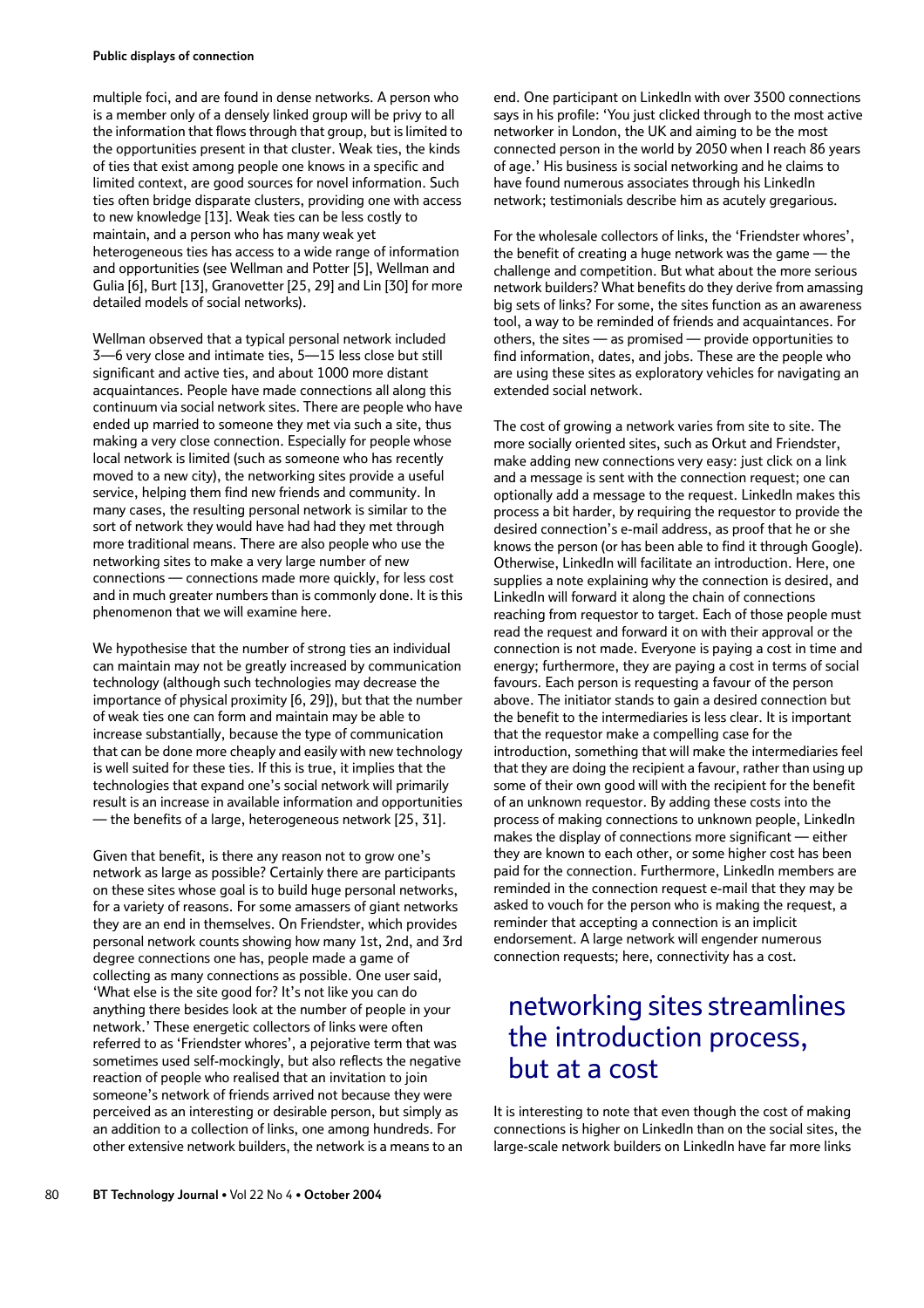multiple foci, and are found in dense networks. A person who is a member only of a densely linked group will be privy to all the information that flows through that group, but is limited to the opportunities present in that cluster. Weak ties, the kinds of ties that exist among people one knows in a specific and limited context, are good sources for novel information. Such ties often bridge disparate clusters, providing one with access to new knowledge [13]. Weak ties can be less costly to maintain, and a person who has many weak yet heterogeneous ties has access to a wide range of information and opportunities (see Wellman and Potter [5], Wellman and Gulia [6], Burt [13], Granovetter [25, 29] and Lin [30] for more detailed models of social networks).

Wellman observed that a typical personal network included 3—6 very close and intimate ties, 5—15 less close but still significant and active ties, and about 1000 more distant acquaintances. People have made connections all along this continuum via social network sites. There are people who have ended up married to someone they met via such a site, thus making a very close connection. Especially for people whose local network is limited (such as someone who has recently moved to a new city), the networking sites provide a useful service, helping them find new friends and community. In many cases, the resulting personal network is similar to the sort of network they would have had had they met through more traditional means. There are also people who use the networking sites to make a very large number of new connections — connections made more quickly, for less cost and in much greater numbers than is commonly done. It is this phenomenon that we will examine here.

We hypothesise that the number of strong ties an individual can maintain may not be greatly increased by communication technology (although such technologies may decrease the importance of physical proximity [6, 29]), but that the number of weak ties one can form and maintain may be able to increase substantially, because the type of communication that can be done more cheaply and easily with new technology is well suited for these ties. If this is true, it implies that the technologies that expand one's social network will primarily result is an increase in available information and opportunities — the benefits of a large, heterogeneous network [25, 31].

Given that benefit, is there any reason not to grow one's network as large as possible? Certainly there are participants on these sites whose goal is to build huge personal networks, for a variety of reasons. For some amassers of giant networks they are an end in themselves. On Friendster, which provides personal network counts showing how many 1st, 2nd, and 3rd degree connections one has, people made a game of collecting as many connections as possible. One user said, 'What else is the site good for? It's not like you can do anything there besides look at the number of people in your network.' These energetic collectors of links were often referred to as 'Friendster whores', a pejorative term that was sometimes used self-mockingly, but also reflects the negative reaction of people who realised that an invitation to join someone's network of friends arrived not because they were perceived as an interesting or desirable person, but simply as an addition to a collection of links, one among hundreds. For other extensive network builders, the network is a means to an end. One participant on LinkedIn with over 3500 connections says in his profile: 'You just clicked through to the most active networker in London, the UK and aiming to be the most connected person in the world by 2050 when I reach 86 years of age.' His business is social networking and he claims to have found numerous associates through his LinkedIn network; testimonials describe him as acutely gregarious.

For the wholesale collectors of links, the 'Friendster whores', the benefit of creating a huge network was the game — the challenge and competition. But what about the more serious network builders? What benefits do they derive from amassing big sets of links? For some, the sites function as an awareness tool, a way to be reminded of friends and acquaintances. For others, the sites — as promised — provide opportunities to find information, dates, and jobs. These are the people who are using these sites as exploratory vehicles for navigating an extended social network.

The cost of growing a network varies from site to site. The more socially oriented sites, such as Orkut and Friendster, make adding new connections very easy: just click on a link and a message is sent with the connection request; one can optionally add a message to the request. LinkedIn makes this process a bit harder, by requiring the requestor to provide the desired connection's e-mail address, as proof that he or she knows the person (or has been able to find it through Google). Otherwise, LinkedIn will facilitate an introduction. Here, one supplies a note explaining why the connection is desired, and LinkedIn will forward it along the chain of connections reaching from requestor to target. Each of those people must read the request and forward it on with their approval or the connection is not made. Everyone is paying a cost in time and energy; furthermore, they are paying a cost in terms of social favours. Each person is requesting a favour of the person above. The initiator stands to gain a desired connection but the benefit to the intermediaries is less clear. It is important that the requestor make a compelling case for the introduction, something that will make the intermediaries feel that they are doing the recipient a favour, rather than using up some of their own good will with the recipient for the benefit of an unknown requestor. By adding these costs into the process of making connections to unknown people, LinkedIn makes the display of connections more significant — either they are known to each other, or some higher cost has been paid for the connection. Furthermore, LinkedIn members are reminded in the connection request e-mail that they may be asked to vouch for the person who is making the request, a reminder that accepting a connection is an implicit endorsement. A large network will engender numerous connection requests; here, connectivity has a cost.

> networking sites streamlines the introduction process, but at a cost

It is interesting to note that even though the cost of making connections is higher on LinkedIn than on the social sites, the large-scale network builders on LinkedIn have far more links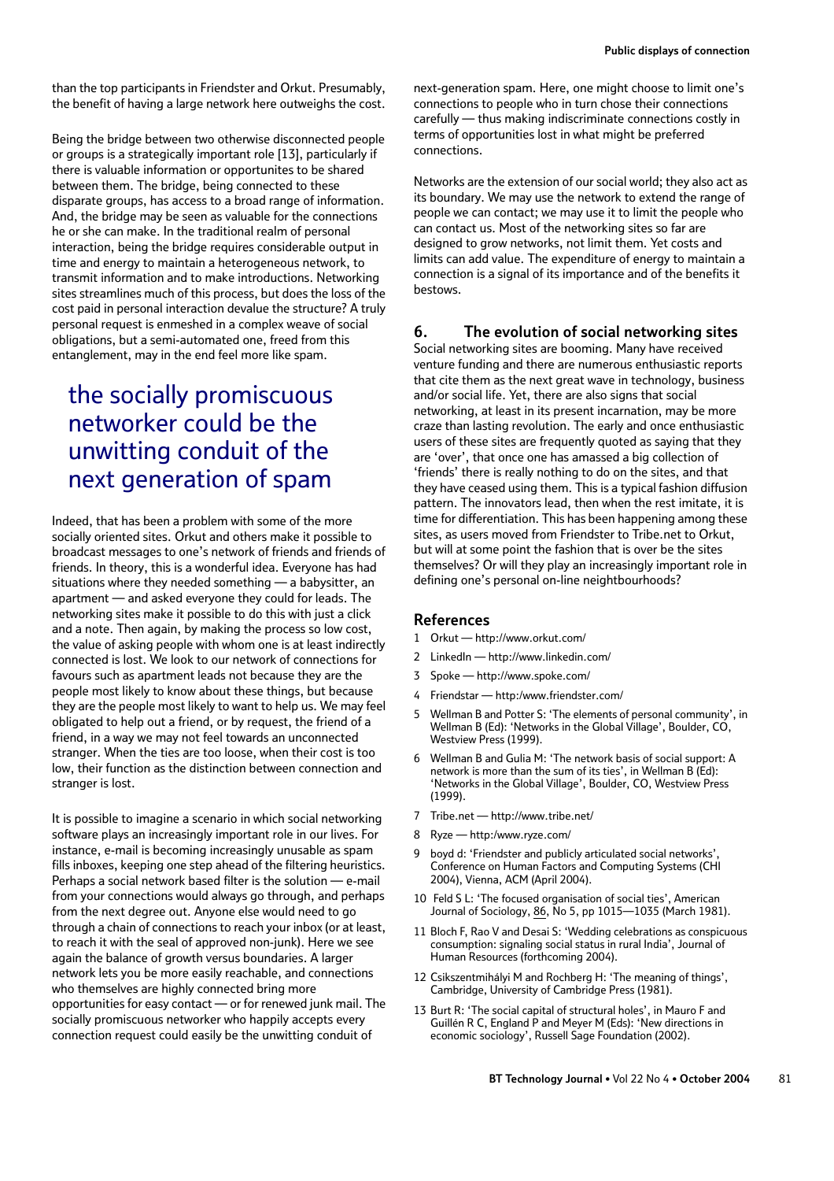than the top participants in Friendster and Orkut. Presumably, the benefit of having a large network here outweighs the cost.

Being the bridge between two otherwise disconnected people or groups is a strategically important role [13], particularly if there is valuable information or opportunites to be shared between them. The bridge, being connected to these disparate groups, has access to a broad range of information. And, the bridge may be seen as valuable for the connections he or she can make. In the traditional realm of personal interaction, being the bridge requires considerable output in time and energy to maintain a heterogeneous network, to transmit information and to make introductions. Networking sites streamlines much of this process, but does the loss of the cost paid in personal interaction devalue the structure? A truly personal request is enmeshed in a complex weave of social obligations, but a semi-automated one, freed from this entanglement, may in the end feel more like spam.

> the socially promiscuous networker could be the unwitting conduit of the next generation of spam

Indeed, that has been a problem with some of the more socially oriented sites. Orkut and others make it possible to broadcast messages to one's network of friends and friends of friends. In theory, this is a wonderful idea. Everyone has had situations where they needed something — a babysitter, an apartment — and asked everyone they could for leads. The networking sites make it possible to do this with just a click and a note. Then again, by making the process so low cost, the value of asking people with whom one is at least indirectly connected is lost. We look to our network of connections for favours such as apartment leads not because they are the people most likely to know about these things, but because they are the people most likely to want to help us. We may feel obligated to help out a friend, or by request, the friend of a friend, in a way we may not feel towards an unconnected stranger. When the ties are too loose, when their cost is too low, their function as the distinction between connection and stranger is lost.

It is possible to imagine a scenario in which social networking software plays an increasingly important role in our lives. For instance, e-mail is becoming increasingly unusable as spam fills inboxes, keeping one step ahead of the filtering heuristics. Perhaps a social network based filter is the solution — e-mail from your connections would always go through, and perhaps from the next degree out. Anyone else would need to go through a chain of connections to reach your inbox (or at least, to reach it with the seal of approved non-junk). Here we see again the balance of growth versus boundaries. A larger network lets you be more easily reachable, and connections who themselves are highly connected bring more opportunities for easy contact — or for renewed junk mail. The socially promiscuous networker who happily accepts every connection request could easily be the unwitting conduit of next-generation spam. Here, one might choose to limit one's connections to people who in turn chose their connections carefully — thus making indiscriminate connections costly in terms of opportunities lost in what might be preferred connections.

Networks are the extension of our social world; they also act as its boundary. We may use the network to extend the range of people we can contact; we may use it to limit the people who can contact us. Most of the networking sites so far are designed to grow networks, not limit them. Yet costs and limits can add value. The expenditure of energy to maintain a connection is a signal of its importance and of the benefits it bestows.

## 6. The evolution of social networking sites

Social networking sites are booming. Many have received venture funding and there are numerous enthusiastic reports that cite them as the next great wave in technology, business and/or social life. Yet, there are also signs that social networking, at least in its present incarnation, may be more craze than lasting revolution. The early and once enthusiastic users of these sites are frequently quoted as saying that they are 'over', that once one has amassed a big collection of 'friends' there is really nothing to do on the sites, and that they have ceased using them. This is a typical fashion diffusion pattern. The innovators lead, then when the rest imitate, it is time for differentiation. This has been happening among these sites, as users moved from Friendster to Tribe.net to Orkut, but will at some point the fashion that is over be the sites themselves? Or will they play an increasingly important role in defining one's personal on-line neightbourhoods?

## References

1 Orkut — http://www.orkut.com/

2 LinkedIn — http://www.linkedin.com/

3 Spoke — http://www.spoke.com/

4 Friendstar — http:/www.friendster.com/

5 Wellman B and Potter S: 'The elements of personal community', in Wellman B (Ed): 'Networks in the Global Village', Boulder, CO, Westview Press (1999).

6 Wellman B and Gulia M: 'The network basis of social support: A network is more than the sum of its ties', in Wellman B (Ed): 'Networks in the Global Village', Boulder, CO, Westview Press (1999).

7 Tribe.net — http://www.tribe.net/

8 Ryze — http:/www.ryze.com/

9 boyd d: 'Friendster and publicly articulated social networks', Conference on Human Factors and Computing Systems (CHI 2004), Vienna, ACM (April 2004).

10 Feld S L: 'The focused organisation of social ties', American Journal of Sociology, 86, No 5, pp 1015—1035 (March 1981).

11 Bloch F, Rao V and Desai S: 'Wedding celebrations as conspicuous consumption: signaling social status in rural India', Journal of Human Resources (forthcoming 2004).

12 Csikszentmihályi M and Rochberg H: 'The meaning of things', Cambridge, University of Cambridge Press (1981).

13 Burt R: 'The social capital of structural holes', in Mauro F and Guillén R C, England P and Meyer M (Eds): 'New directions in economic sociology', Russell Sage Foundation (2002).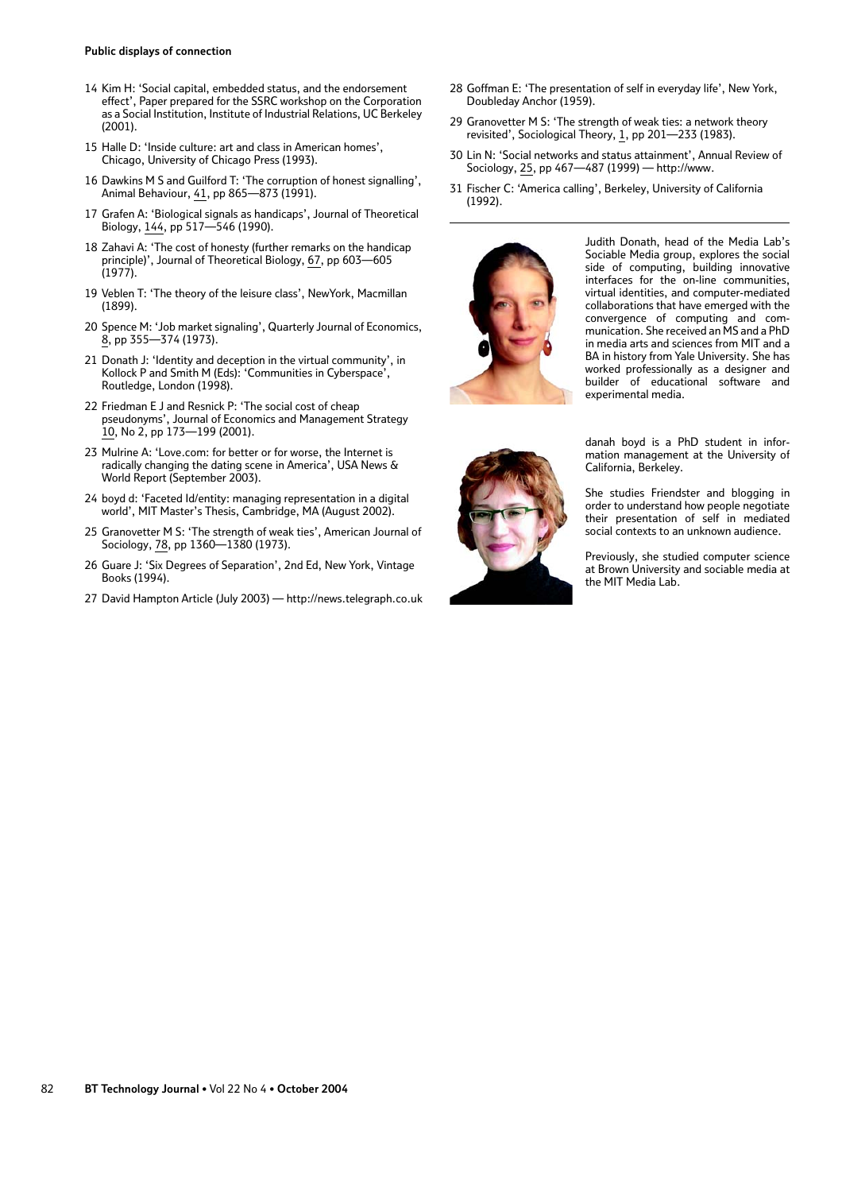14 Kim H: 'Social capital, embedded status, and the endorsement effect', Paper prepared for the SSRC workshop on the Corporation as a Social Institution, Institute of Industrial Relations, UC Berkeley (2001).

15 Halle D: 'Inside culture: art and class in American homes', Chicago, University of Chicago Press (1993).

16 Dawkins M S and Guilford T: 'The corruption of honest signalling', Animal Behaviour, 41, pp 865—873 (1991).

17 Grafen A: 'Biological signals as handicaps', Journal of Theoretical Biology, 144, pp 517—546 (1990).

18 Zahavi A: 'The cost of honesty (further remarks on the handicap principle)', Journal of Theoretical Biology, 67, pp 603—605 (1977).

19 Veblen T: 'The theory of the leisure class', NewYork, Macmillan (1899).

20 Spence M: 'Job market signaling', Quarterly Journal of Economics, 8, pp 355—374 (1973).

21 Donath J: 'Identity and deception in the virtual community', in Kollock P and Smith M (Eds): 'Communities in Cyberspace', Routledge, London (1998).

22 Friedman E J and Resnick P: 'The social cost of cheap pseudonyms', Journal of Economics and Management Strategy 10, No 2, pp 173—199 (2001).

23 Mulrine A: 'Love.com: for better or for worse, the Internet is radically changing the dating scene in America', USA News & World Report (September 2003).

24 boyd d: 'Faceted Id/entity: managing representation in a digital world', MIT Master's Thesis, Cambridge, MA (August 2002).

25 Granovetter M S: 'The strength of weak ties', American Journal of Sociology, 78, pp 1360—1380 (1973).

26 Guare J: 'Six Degrees of Separation', 2nd Ed, New York, Vintage Books (1994).

27 David Hampton Article (July 2003) — http://news.telegraph.co.uk

28 Goffman E: 'The presentation of self in everyday life', New York, Doubleday Anchor (1959).

29 Granovetter M S: 'The strength of weak ties: a network theory revisited', Sociological Theory, 1, pp 201—233 (1983).

30 Lin N: 'Social networks and status attainment', Annual Review of Sociology, 25, pp 467—487 (1999) — http://www.

31 Fischer C: 'America calling', Berkeley, University of California (1992).

---

Judith Donath, head of the Media Lab's Sociable Media group, explores the social side of computing, building innovative interfaces for the on-line communities, virtual identities, and computer-mediated collaborations that have emerged with the convergence of computing and communication. She received an MS and a PhD in media arts and sciences from MIT and a BA in history from Yale University. She has worked professionally as a designer and builder of educational software and experimental media.

danah boyd is a PhD student in information management at the University of California, Berkeley.

She studies Friendster and blogging in order to understand how people negotiate their presentation of self in mediated social contexts to an unknown audience.

Previously, she studied computer science at Brown University and sociable media at the MIT Media Lab.